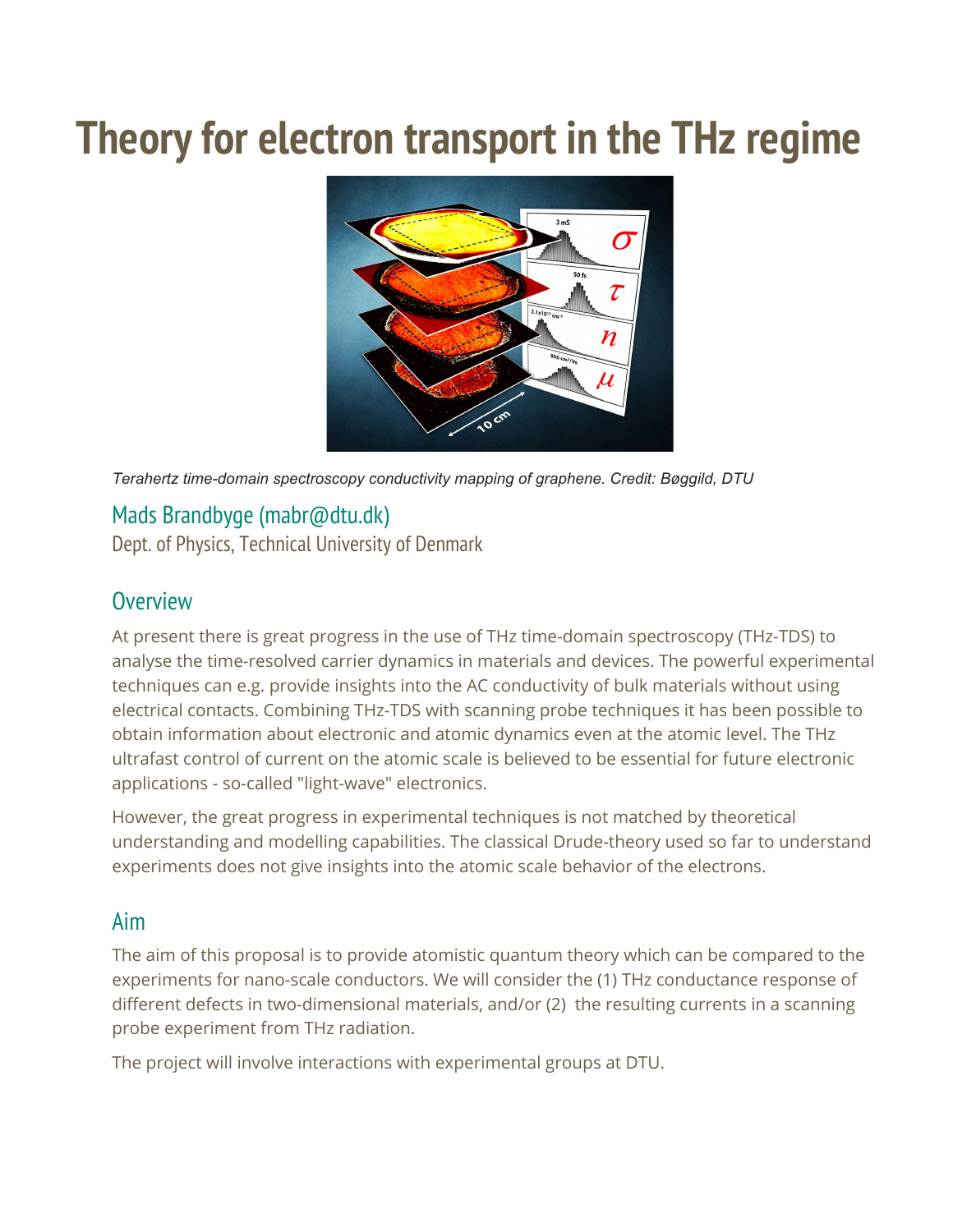# Theory for electron transport in the THz regime

*Terahertz time-domain spectroscopy conductivity mapping of graphene. Credit: Bøggild, DTU*

## Mads Brandbyge (mabr@dtu.dk)

Dept. of Physics, Technical University of Denmark

## Overview

At present there is great progress in the use of THz time-domain spectroscopy (THz-TDS) to analyse the time-resolved carrier dynamics in materials and devices. The powerful experimental techniques can e.g. provide insights into the AC conductivity of bulk materials without using electrical contacts. Combining THz-TDS with scanning probe techniques it has been possible to obtain information about electronic and atomic dynamics even at the atomic level. The THz ultrafast control of current on the atomic scale is believed to be essential for future electronic applications - so-called "light-wave" electronics.

However, the great progress in experimental techniques is not matched by theoretical understanding and modelling capabilities. The classical Drude-theory used so far to understand experiments does not give insights into the atomic scale behavior of the electrons.

## Aim

The aim of this proposal is to provide atomistic quantum theory which can be compared to the experiments for nano-scale conductors. We will consider the (1) THz conductance response of different defects in two-dimensional materials, and/or (2) the resulting currents in a scanning probe experiment from THz radiation.

The project will involve interactions with experimental groups at DTU.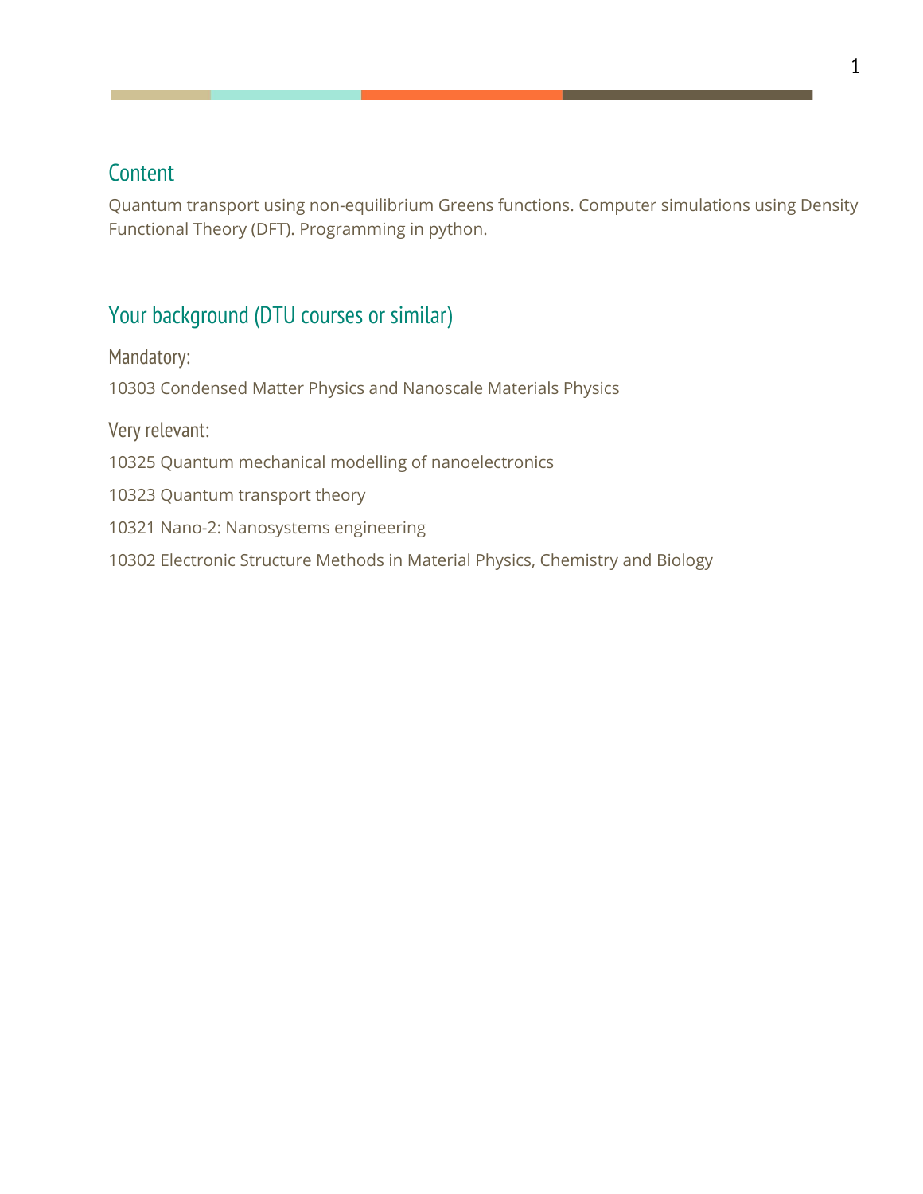## Content

Quantum transport using non-equilibrium Greens functions. Computer simulations using Density Functional Theory (DFT). Programming in python.

## Your background (DTU courses or similar)

### Mandatory:

10303 Condensed Matter Physics and Nanoscale Materials Physics

### Very relevant:

10325 Quantum mechanical modelling of nanoelectronics

10323 Quantum transport theory

10321 Nano-2: Nanosystems engineering

10302 Electronic Structure Methods in Material Physics, Chemistry and Biology